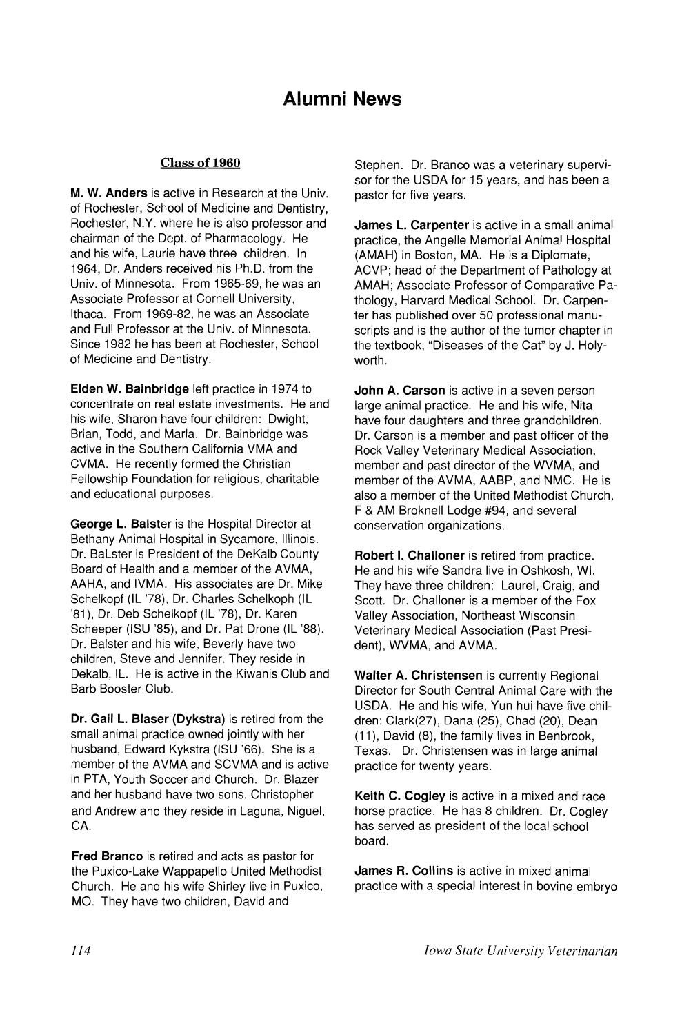# Alumni News

## Class of 1960

**M. W. Anders** is active in Research at the Univ. of Rochester, School of Medicine and Dentistry, Rochester, N.Y. where he is also professor and chairman of the Dept. of Pharmacology. He and his wife, Laurie have three children. In 1964, Dr. Anders received his Ph.D. from the Univ. of Minnesota. From 1965-69, he was an Associate Professor at Cornell University, Ithaca. From 1969-82, he was an Associate and Full Professor at the Univ. of Minnesota. Since 1982 he has been at Rochester, School of Medicine and Dentistry.

**Elden W. Bainbridge** left practice in 1974 to concentrate on real estate investments. He and his wife, Sharon have four children: Dwight, Brian, Todd, and Marla. Dr. Bainbridge was active in the Southern California VMA and CVMA. He recently formed the Christian Fellowship Foundation for religious, charitable and educational purposes.

**George L. Balster** is the Hospital Director at Bethany Animal Hospital in Sycamore, Illinois. Dr. BaLster is President of the DeKalb County Board of Health and a member of the AVMA, AAHA, and IVMA. His associates are Dr. Mike Schelkopf (IL '78), Dr. Charles Schelkoph (IL '81), Dr. Deb Schelkopf (IL '78), Dr. Karen Scheeper (ISU '85), and Dr. Pat Drone (IL '88). Dr. Balster and his wife, Beverly have two children, Steve and Jennifer. They reside in Dekalb, IL. He is active in the Kiwanis Club and Barb Booster Club.

**Dr. Gail L. Blaser (Dykstra)** is retired from the small animal practice owned jointly with her husband, Edward Kykstra (ISU '66). She is a member of the AVMA and SCVMA and is active in PTA, Youth Soccer and Church. Dr. Blazer and her husband have two sons, Christopher and Andrew and they reside in Laguna, Niguel, CA.

**Fred Branco** is retired and acts as pastor for the Puxico-Lake Wappapello United Methodist Church. He and his wife Shirley live in Puxico, MO. They have two children, David and Stephen. Dr. Branco was a veterinary supervisor for the USDA for 15 years, and has been a pastor for five years.

**James L. Carpenter** is active in a small animal practice, the Angelle Memorial Animal Hospital (AMAH) in Boston, MA. He is a Diplomate, ACVP; head of the Department of Pathology at AMAH; Associate Professor of Comparative Pathology, Harvard Medical School. Dr. Carpenter has published over 50 professional manuscripts and is the author of the tumor chapter in the textbook, "Diseases of the Cat" by J. Holyworth.

**John A. Carson** is active in a seven person large animal practice. He and his wife, Nita have four daughters and three grandchildren. Dr. Carson is a member and past officer of the Rock Valley Veterinary Medical Association, member and past director of the WVMA, and member of the AVMA, AABP, and NMC. He is also a member of the United Methodist Church, F & AM Broknell Lodge #94, and several conservation organizations.

**Robert I. Challoner** is retired from practice. He and his wife Sandra live in Oshkosh, WI. They have three children: Laurel, Craig, and Scott. Dr. Challoner is a member of the Fox Valley Association, Northeast Wisconsin Veterinary Medical Association (Past President), WVMA, and AVMA.

**Walter A. Christensen** is currently Regional Director for South Central Animal Care with the USDA. He and his wife, Yun hui have five children: Clark(27), Dana (25), Chad (20), Dean (11), David (8), the family lives in Benbrook, Texas. Dr. Christensen was in large animal practice for twenty years.

**Keith C. Cogley** is active in a mixed and race horse practice. He has 8 children. Dr. Cogley has served as president of the local school board.

**James R. Collins** is active in mixed animal practice with a special interest in bovine embryo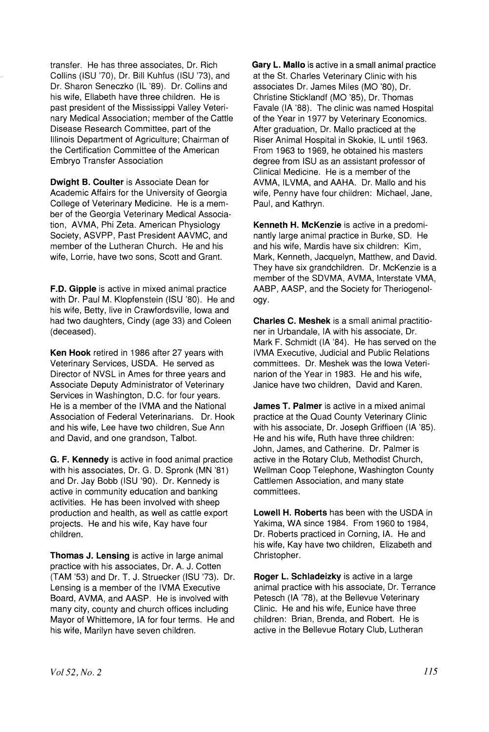transfer. He has three associates, Dr. Rich Collins (ISU '70), Dr. Bill Kuhfus (ISU '73), and Dr. Sharon Seneczko (IL '89). Dr. Collins and his wife, Ellabeth have three children. He is past president of the Mississippi Valley Veterinary Medical Association; member of the Cattle Disease Research Committee, part of the Illinois Department of Agriculture; Chairman of the Certification Committee of the American Embryo Transfer Association

**Dwight B. Coulter** is Associate Dean for Academic Affairs for the University of Georgia College of Veterinary Medicine. He is a member of the Georgia Veterinary Medical Association, AVMA, Phi Zeta. American Physiology Society, ASVPP, Past President AAVMC, and member of the Lutheran Church. He and his wife, Lorrie, have two sons, Scott and Grant.

**F.D. Gipple** is active in mixed animal practice with Dr. Paul M. Klopfenstein (ISU '80). He and his wife, Betty, live in Crawfordsville, Iowa and had two daughters, Cindy (age 33) and Coleen (deceased).

**Ken Hook** retired in 1986 after 27 years with Veterinary Services, USDA. He served as Director of NVSL in Ames for three years and Associate Deputy Administrator of Veterinary Services in Washington, D.C. for four years. He is a member of the IVMA and the National Association of Federal Veterinarians. Dr. Hook and his wife, Lee have two children, Sue Ann and David, and one grandson, Talbot.

**G. F. Kennedy** is active in food animal practice with his associates, Dr. G. D. Spronk (MN '81) and Dr. Jay Bobb (ISU '90). Dr. Kennedy is active in community education and banking activities. He has been involved with sheep production and health, as well as cattle export projects. He and his wife, Kay have four children.

**Thomas J. Lensing** is active in large animal practice with his associates, Dr. A. J. Cotten (TAM '53) and Dr. T. J. Struecker (ISU '73). Dr. Lensing is a member of the IVMA Executive Board, AVMA, and AASP. He is involved with many city, county and church offices including Mayor of Whittemore, IA for four terms. He and his wife, Marilyn have seven children.

**Gary L. Mallo** is active in a small animal practice at the St. Charles Veterinary Clinic with his associates Dr. James Miles (MO '80), Dr. Christine Sticklandf (MO '85), Dr. Thomas Favale (IA '88). The clinic was named Hospital of the Year in 1977 by Veterinary Economics. After graduation, Dr. Mallo practiced at the Riser Animal Hospital in Skokie, IL until 1963. From 1963 to 1969, he obtained his masters degree from ISU as an assistant professor of Clinical Medicine. He is a member of the AVMA, ILVMA, and AAHA. Dr. Mallo and his wife, Penny have four children: Michael, Jane, Paul, and Kathryn.

**Kenneth H. McKenzie** is active in a predominantly large animal practice in Burke, SD. He and his wife, Mardis have six children: Kim, Mark, Kenneth, Jacquelyn, Matthew, and David. They have six grandchildren. Dr. McKenzie is a member of the SDVMA, AVMA, Interstate VMA, AABP, AASP, and the Society for Theriogenology.

**Charles C. Meshek** is a small animal practitioner in Urbandale, IA with his associate, Dr. Mark F. Schmidt (IA '84). He has served on the IVMA Executive, Judicial and Public Relations committees. Dr. Meshek was the Iowa Veterinarion of the Year in 1983. He and his wife, Janice have two children, David and Karen.

**James T. Palmer** is active in a mixed animal practice at the Quad County Veterinary Clinic with his associate, Dr. Joseph Griffioen (IA '85). He and his wife, Ruth have three children: John, James, and Catherine. Dr. Palmer is active in the Rotary Club, Methodist Church, Wellman Coop Telephone, Washington County Cattlemen Association, and many state committees.

**Lowell H. Roberts** has been with the USDA in Yakima, WA since 1984. From 1960 to 1984, Dr. Roberts practiced in Corning, IA. He and his wife, Kay have two children, Elizabeth and Christopher.

**Roger L. Schladeizky** is active in a large animal practice with his associate, Dr. Terrance Petesch (IA '78), at the Bellevue Veterinary Clinic. He and his wife, Eunice have three children: Brian, Brenda, and Robert. He is active in the Bellevue Rotary Club, Lutheran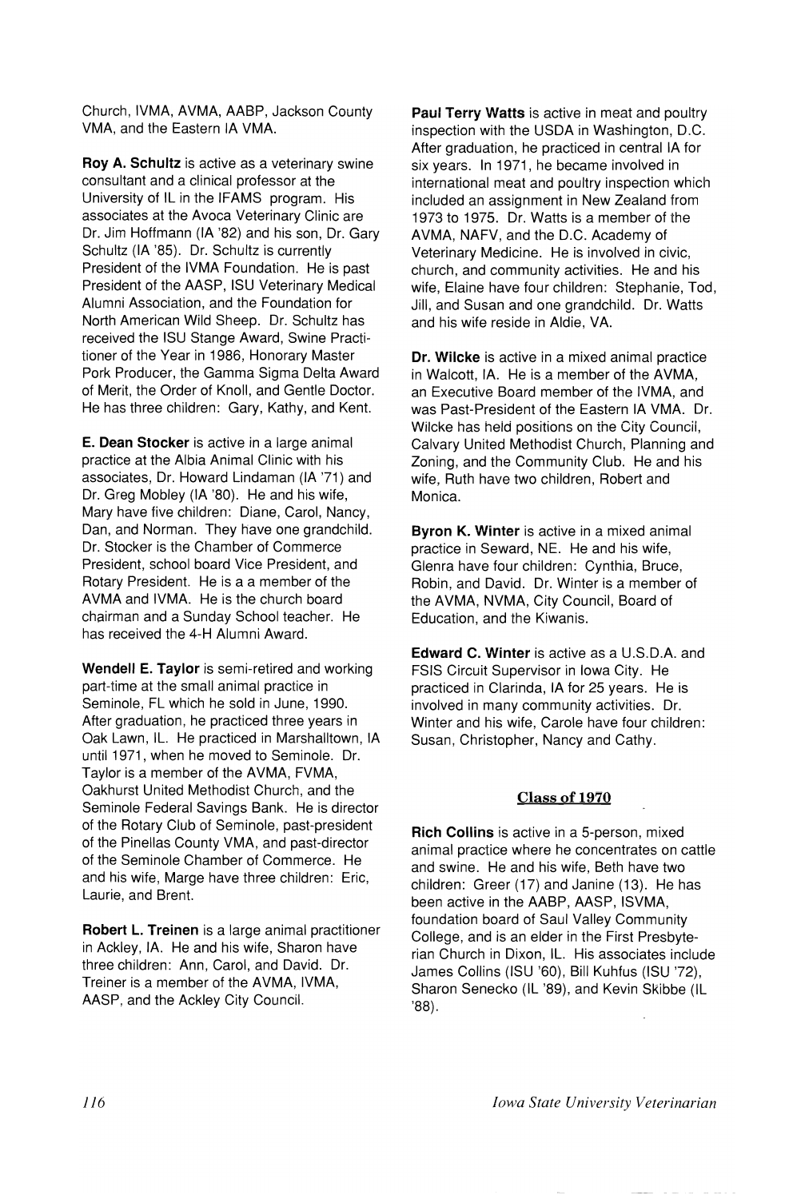Church, IVMA, AVMA, AABP, Jackson County VMA, and the Eastern IA VMA.

**Roy A. Schultz** is active as a veterinary swine consultant and a clinical professor at the University of IL in the IFAMS program. His associates at the Avoca Veterinary Clinic are Dr. Jim Hoffmann (IA '82) and his son, Dr. Gary Schultz (IA '85). Dr. Schultz is currently President of the IVMA Foundation. He is past President of the AASP, ISU Veterinary Medical Alumni Association, and the Foundation for North American Wild Sheep. Dr. Schultz has received the ISU Stange Award, Swine Practitioner of the Year in 1986, Honorary Master Pork Producer, the Gamma Sigma Delta Award of Merit, the Order of Knoll, and Gentle Doctor. He has three children: Gary, Kathy, and Kent.

**E. Dean Stocker** is active in a large animal practice at the Albia Animal Clinic with his associates, Dr. Howard Lindaman (IA '71) and Dr. Greg Mobley (IA '80). He and his wife, Mary have five children: Diane, Carol, Nancy, Dan, and Norman. They have one grandchild. Dr. Stocker is the Chamber of Commerce President, school board Vice President, and Rotary President. He is a a member of the AVMA and IVMA. He is the church board chairman and a Sunday School teacher. He has received the 4-H Alumni Award.

**Wendell E. Taylor** is semi-retired and working part-time at the small animal practice in Seminole, FL which he sold in June, 1990. After graduation, he practiced three years in Oak Lawn, IL. He practiced in Marshalltown, IA until 1971, when he moved to Seminole. Dr. Taylor is a member of the AVMA, FVMA, Oakhurst United Methodist Church, and the Seminole Federal Savings Bank. He is director of the Rotary Club of Seminole, past-president of the Pinellas County VMA, and past-director of the Seminole Chamber of Commerce. He and his wife, Marge have three children: Eric, Laurie, and Brent.

**Robert L. Treinen** is a large animal practitioner in Ackley, IA. He and his wife, Sharon have three children: Ann, Carol, and David. Dr. Treiner is a member of the AVMA, IVMA, AASP, and the Ackley City Council.

**Paul Terry Watts** is active in meat and poultry inspection with the USDA in Washington, D.C. After graduation, he practiced in central IA for six years. In 1971, he became involved in international meat and poultry inspection which included an assignment in New Zealand from 1973 to 1975. Dr. Watts is a member of the AVMA, NAFV, and the D.C. Academy of Veterinary Medicine. He is involved in civic, church, and community activities. He and his wife, Elaine have four children: Stephanie, Tod, Jill, and Susan and one grandchild. Dr. Watts and his wife reside in Aldie, VA.

**Dr. Wilcke** is active in a mixed animal practice in Walcott, IA. He is a member of the AVMA, an Executive Board member of the IVMA, and was Past-President of the Eastern IA VMA. Dr. Wilcke has held positions on the City Council, Calvary United Methodist Church, Planning and Zoning, and the Community Club. He and his wife, Ruth have two children, Robert and Monica.

**Byron K. Winter** is active in a mixed animal practice in Seward, NE. He and his wife, Glenra have four children: Cynthia, Bruce, Robin, and David. Dr. Winter is a member of the AVMA, NVMA, City Council, Board of Education, and the Kiwanis.

**Edward C. Winter** is active as a U.S.D.A. and FSIS Circuit Supervisor in Iowa City. He practiced in Clarinda, IA for 25 years. He is involved in many community activities. Dr. Winter and his wife, Carole have four children: Susan, Christopher, Nancy and Cathy.

## Class of 1970

**Rich Collins** is active in a 5-person, mixed animal practice where he concentrates on cattle and swine. He and his wife, Beth have two children: Greer (17) and Janine (13). He has been active in the AABP, AASP, ISVMA, foundation board of Saul Valley Community College, and is an elder in the First Presbyterian Church in Dixon, IL. His associates include James Collins (ISU '60), Bill Kuhfus (ISU '72), Sharon Senecko (IL '89), and Kevin Skibbe (IL '88).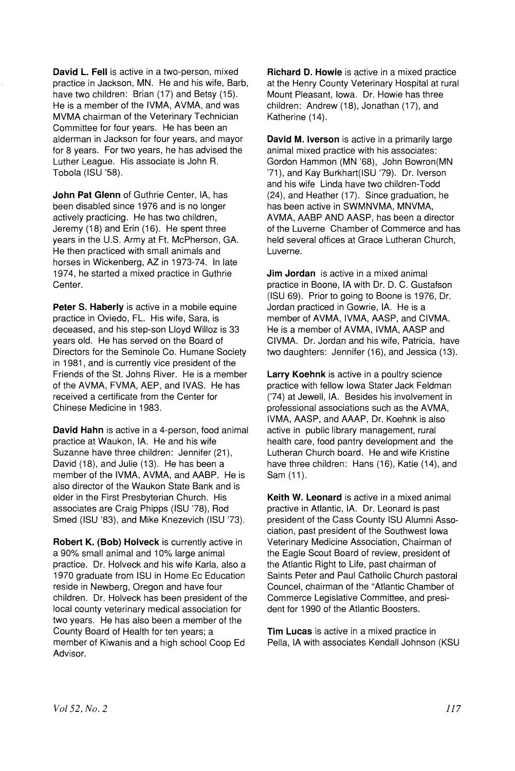**David L. Fell** is active in a two-person, mixed practice in Jackson, MN. He and his wife, Barb, have two children: Brian (17) and Betsy (15). He is a member of the IVMA, AVMA, and was MVMA chairman of the Veterinary Technician Committee for four years. He has been an alderman in Jackson for four years, and mayor for 8 years. For two years, he has advised the Luther League. His associate is John R. Tobola (ISU '58).

**John Pat Glenn** of Guthrie Center, IA, has been disabled since 1976 and is no longer actively practicing. He has two children, Jeremy (18) and Erin (16). He spent three years in the U.S. Army at Ft. McPherson, GA. He then practiced with small animals and horses in Wickenberg, AZ in 1973-74. In late 1974, he started a mixed practice in Guthrie Center.

**Peter S. Haberly** is active in a mobile equine practice in Oviedo, FL. His wife, Sara, is deceased, and his step-son Lloyd Willoz is 33 years old. He has served on the Board of Directors for the Seminole Co. Humane Society in 1981, and is currently vice president of the Friends of the St. Johns River. He is a member of the AVMA, FVMA, AEP, and IVAS. He has received a certificate from the Center for Chinese Medicine in 1983.

**David Hahn** is active in a 4-person, food animal practice at Waukon, IA. He and his wife Suzanne have three children: Jennifer (21), David (18), and Julie (13). He has been a member of the IVMA, AVMA, and AABP. He is also director of the Waukon State Bank and is elder in the First Presbyterian Church. His associates are Craig Phipps (ISU '78), Rod Smed (ISU '83), and Mike Knezevich (ISU '73).

**Robert K. (Bob) Holveck** is currently active in a 90% small animal and 10% large animal practice. Dr. Holveck and his wife Karla, also a 1970 graduate from ISU in Home Ec Education reside in Newberg, Oregon and have four children. Dr. Holveck has been president of the local county veterinary medical association for two years. He has also been a member of the County Board of Health for ten years; a member of Kiwanis and a high school Coop Ed Advisor.

**Richard D. Howie** is active in a mixed practice at the Henry County Veterinary Hospital at rural Mount Pleasant, Iowa. Dr. Howie has three children: Andrew (18), Jonathan (17), and Katherine (14).

**David M. Iverson** is active in a primarily large animal mixed practice with his associates: Gordon Hammon (MN '68), John Bowron(MN '71), and Kay Burkhart(ISU '79). Dr. Iverson and his wife Linda have two children-Todd (24), and Heather (17). Since graduation, he has been active in SWMNVMA, MNVMA, AVMA, AABP AND AASP, has been a director of the Luverne Chamber of Commerce and has held several offices at Grace Lutheran Church, Luverne.

**Jim Jordan** is active in a mixed animal practice in Boone, IA with Dr. D. C. Gustafson (ISU 69). Prior to going to Boone is 1976, Dr. Jordan practiced in Gowrie, IA. He is a member of AVMA, IVMA, AASP, and CIVMA. He is a member of AVMA, IVMA, AASP and CIVMA. Dr. Jordan and his wife, Patricia, have two daughters: Jennifer (16), and Jessica (13).

**Larry Koehnk** is active in a poultry science practice with fellow Iowa Stater Jack Feldman ('74) at Jewell, IA. Besides his involvement in professional associations such as the AVMA, IVMA, AASP, and AAAP, Dr. Koehnk is also active in public library management, rural health care, food pantry development and the Lutheran Church board. He and wife Kristine have three children: Hans (16), Katie (14), and Sam (11).

**Keith W. Leonard** is active in a mixed animal practive in Atlantic, IA. Dr. Leonard is past president of the Cass County ISU Alumni Association, past president of the Southwest Iowa Veterinary Medicine Association, Chairman of the Eagle Scout Board of review, president of the Atlantic Right to Life, past chairman of Saints Peter and Paul Catholic Church pastoral Councel, chairman of the "Atlantic Chamber of Commerce Legislative Committee, and president for 1990 of the Atlantic Boosters.

**Tim Lucas** is active in a mixed practice in Pella, IA with associates Kendall Johnson (KSU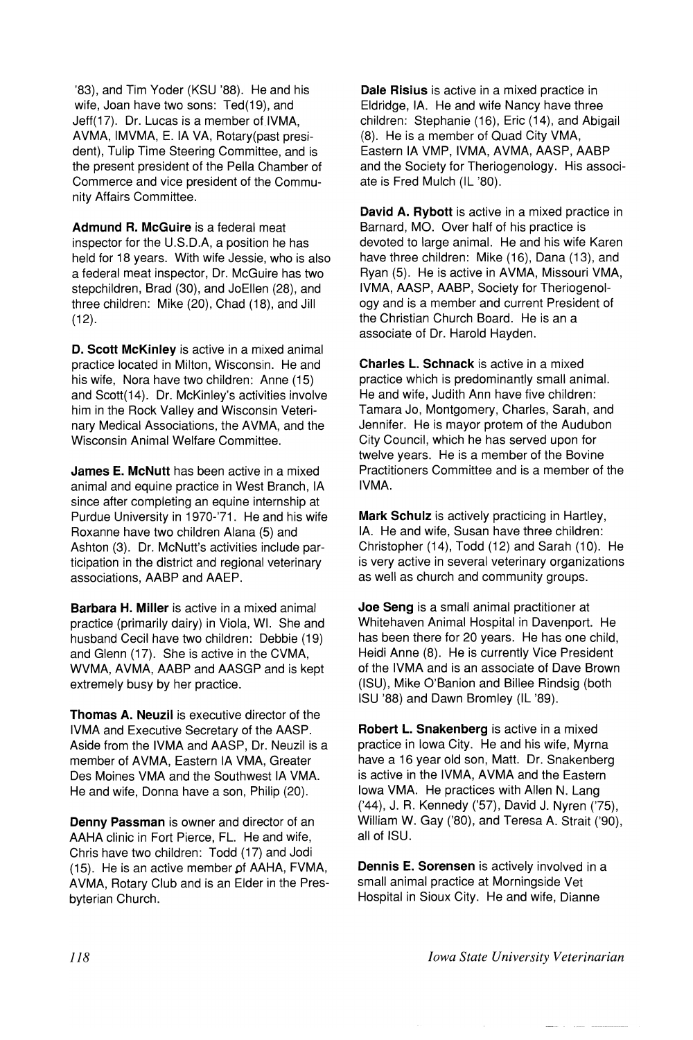'83), and Tim Yoder (KSU '88). He and his wife, Joan have two sons: Ted(19), and Jeff(17). Dr. Lucas is a member of IVMA, AVMA, IMVMA, E. IA VA, Rotary(past president), Tulip Time Steering Committee, and is the present president of the Pella Chamber of Commerce and vice president of the Community Affairs Committee.

**Admund R. McGuire** is a federal meat inspector for the U.S.D.A, a position he has held for 18 years. With wife Jessie, who is also a federal meat inspector, Dr. McGuire has two stepchildren, Brad (30), and JoEllen (28), and three children: Mike (20), Chad (18), and Jill (12).

**D. Scott McKinley** is active in a mixed animal practice located in Milton, Wisconsin. He and his wife, Nora have two children: Anne (15) and Scott(14). Dr. McKinley's activities involve him in the Rock Valley and Wisconsin Veterinary Medical Associations, the AVMA, and the Wisconsin Animal Welfare Committee.

**James E. McNutt** has been active in a mixed animal and equine practice in West Branch, IA since after completing an equine internship at Purdue University in 1970-'71. He and his wife Roxanne have two children Alana (5) and Ashton (3). Dr. McNutt's activities include participation in the district and regional veterinary associations, AABP and AAEP.

**Barbara H. Miller** is active in a mixed animal practice (primarily dairy) in Viola, WI. She and husband Cecil have two children: Debbie (19) and Glenn (17). She is active in the CVMA, WVMA, AVMA, AABP and AASGP and is kept extremely busy by her practice.

**Thomas A. Neuzil** is executive director of the IVMA and Executive Secretary of the AASP. Aside from the IVMA and AASP, Dr. Neuzil is a member of AVMA, Eastern IA VMA, Greater Des Moines VMA and the Southwest IA VMA. He and wife, Donna have a son, Philip (20).

**Denny Passman** is owner and director of an AAHA clinic in Fort Pierce, FL. He and wife, Chris have two children: Todd (17) and Jodi (15). He is an active member of AAHA, FVMA, AVMA, Rotary Club and is an Elder in the Presbyterian Church.

**Dale Risius** is active in a mixed practice in Eldridge, IA. He and wife Nancy have three children: Stephanie (16), Eric (14), and Abigail (8). He is a member of Quad City VMA, Eastern IA VMP, IVMA, AVMA, AASP, AABP and the Society for Theriogenology. His associate is Fred Mulch (IL '80).

**David A. Rybott** is active in a mixed practice in Barnard, MO. Over half of his practice is devoted to large animal. He and his wife Karen have three children: Mike (16), Dana (13), and Ryan (5). He is active in AVMA, Missouri VMA, IVMA, AASP, AABP, Society for Theriogenology and is a member and current President of the Christian Church Board. He is an a associate of Dr. Harold Hayden.

**Charles L. Schnack** is active in a mixed practice which is predominantly small animal. He and wife, Judith Ann have five children: Tamara Jo, Montgomery, Charles, Sarah, and Jennifer. He is mayor protem of the Audubon City Council, which he has served upon for twelve years. He is a member of the Bovine Practitioners Committee and is a member of the IVMA.

**Mark Schulz** is actively practicing in Hartley, IA. He and wife, Susan have three children: Christopher (14), Todd (12) and Sarah (10). He is very active in several veterinary organizations as well as church and community groups.

**Joe Seng** is a small animal practitioner at Whitehaven Animal Hospital in Davenport. He has been there for 20 years. He has one child, Heidi Anne (8). He is currently Vice President of the IVMA and is an associate of Dave Brown (ISU), Mike O'Banion and Billee Rindsig (both ISU '88) and Dawn Bromley (IL '89).

**Robert L. Snakenberg** is active in a mixed practice in Iowa City. He and his wife, Myrna have a 16 year old son, Matt. Dr. Snakenberg is active in the IVMA, AVMA and the Eastern Iowa VMA. He practices with Allen N. Lang ('44), J. R. Kennedy ('57), David J. Nyren ('75), William W. Gay ('80), and Teresa A. Strait ('90), all of ISU.

**Dennis E. Sorensen** is actively involved in a small animal practice at Morningside Vet Hospital in Sioux City. He and wife, Dianne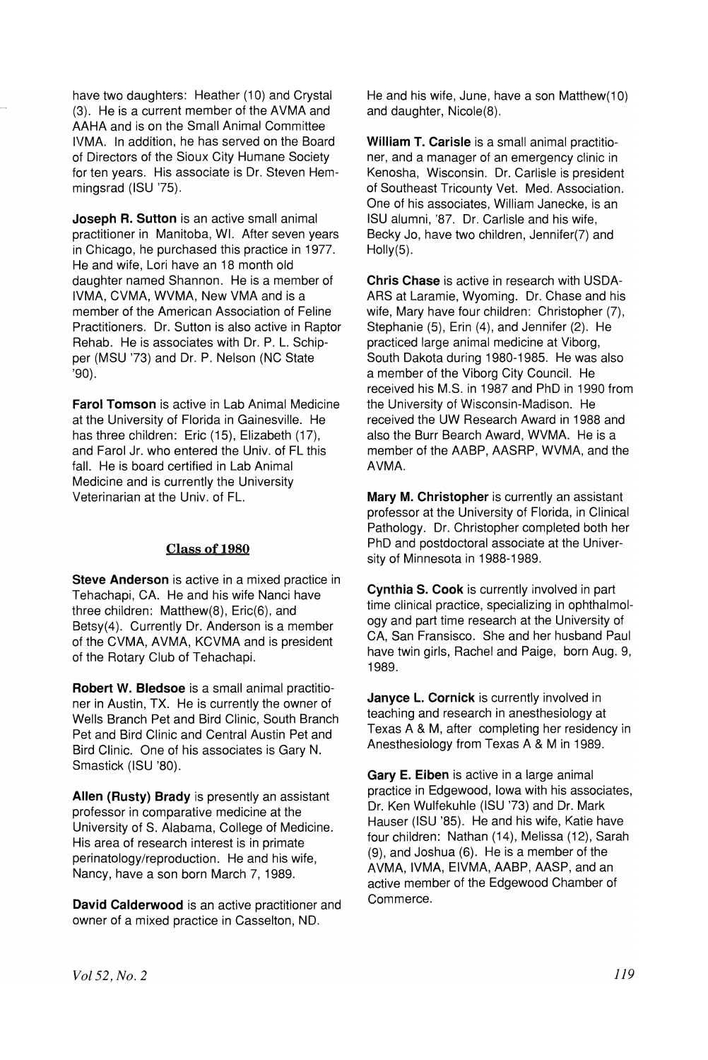have two daughters: Heather (10) and Crystal (3). He is a current member of the AVMA and AAHA and is on the Small Animal Committee IVMA. In addition, he has served on the Board of Directors of the Sioux City Humane Society for ten years. His associate is Dr. Steven Hemmingsrad (ISU '75).

**Joseph R. Sutton** is an active small animal practitioner in Manitoba, WI. After seven years in Chicago, he purchased this practice in 1977. He and wife, Lori have an 18 month old daughter named Shannon. He is a member of IVMA, CVMA, WVMA, New VMA and is a member of the American Association of Feline Practitioners. Dr. Sutton is also active in Raptor Rehab. He is associates with Dr. P. L. Schipper (MSU '73) and Dr. P. Nelson (NC State '90).

**Farol Tomson** is active in Lab Animal Medicine at the University of Florida in Gainesville. He has three children: Eric (15), Elizabeth (17), and Farol Jr. who entered the Univ. of FL this fall. He is board certified in Lab Animal Medicine and is currently the University Veterinarian at the Univ. of FL.

## Class of 1980

**Steve Anderson** is active in a mixed practice in Tehachapi, CA. He and his wife Nanci have three children: Matthew(8), Eric(6), and Betsy(4). Currently Dr. Anderson is a member of the CVMA, AVMA, KCVMA and is president of the Rotary Club of Tehachapi.

**Robert W. Bledsoe** is a small animal practitioner in Austin, TX. He is currently the owner of Wells Branch Pet and Bird Clinic, South Branch Pet and Bird Clinic and Central Austin Pet and Bird Clinic. One of his associates is Gary N. Smastick (ISU '80).

**Allen (Rusty) Brady** is presently an assistant professor in comparative medicine at the University of S. Alabama, College of Medicine. His area of research interest is in primate perinatology/reproduction. He and his wife, Nancy, have a son born March 7, 1989.

**David Calderwood** is an active practitioner and owner of a mixed practice in Casselton, ND. He and his wife, June, have a son Matthew(10) and daughter, Nicole(8).

**William T. Carisle** is a small animal practitioner, and a manager of an emergency clinic in Kenosha, Wisconsin. Dr. Carlisle is president of Southeast Tricounty Vet. Med. Association. One of his associates, William Janecke, is an ISU alumni, '87. Dr. Carlisle and his wife, Becky Jo, have two children, Jennifer(7) and Holly(5).

**Chris Chase** is active in research with USDA-ARS at Laramie, Wyoming. Dr. Chase and his wife, Mary have four children: Christopher (7), Stephanie (5), Erin (4), and Jennifer (2). He practiced large animal medicine at Viborg, South Dakota during 1980-1985. He was also a member of the Viborg City Council. He received his M.S. in 1987 and PhD in 1990 from the University of Wisconsin-Madison. He received the UW Research Award in 1988 and also the Burr Bearch Award, WVMA. He is a member of the AABP, AASRP, WVMA, and the AVMA.

**Mary M. Christopher** is currently an assistant professor at the University of Florida, in Clinical Pathology. Dr. Christopher completed both her PhD and postdoctoral associate at the University of Minnesota in 1988-1989.

**Cynthia S. Cook** is currently involved in part time clinical practice, specializing in ophthalmology and part time research at the University of CA, San Fransisco. She and her husband Paul have twin girls, Rachel and Paige, born Aug. 9, 1989.

**Janyce L. Cornick** is currently involved in teaching and research in anesthesiology at Texas A & M, after completing her residency in Anesthesiology from Texas A & M in 1989.

**Gary E. Eiben** is active in a large animal practice in Edgewood, Iowa with his associates, Dr. Ken Wulfekuhle (ISU '73) and Dr. Mark Hauser (ISU '85). He and his wife, Katie have four children: Nathan (14), Melissa (12), Sarah (9), and Joshua (6). He is a member of the AVMA, IVMA, EIVMA, AABP, AASP, and an active member of the Edgewood Chamber of Commerce.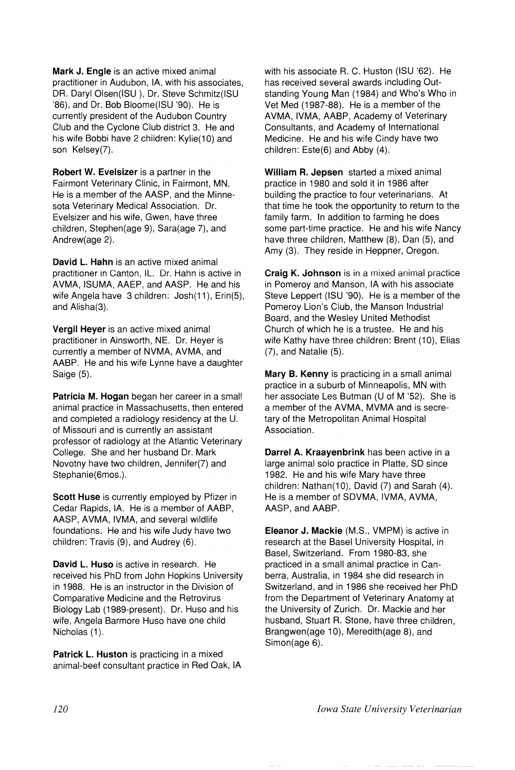**Mark J. Engle** is an active mixed animal practitioner in Audubon, IA, with his associates, DR. Daryl Olsen(ISU ), Dr. Steve Schmitz(ISU '86), and Dr. Bob Bloome(ISU '90). He is currently president of the Audubon Country Club and the Cyclone Club district 3. He and his wife Bobbi have 2 children: Kylie(10) and son Kelsey(7).

**Robert W. Evelsizer** is a partner in the Fairmont Veterinary Clinic, in Fairmont, MN. He is a member of the AASP, and the Minnesota Veterinary Medical Association. Dr. Evelsizer and his wife, Gwen, have three children, Stephen(age 9), Sara(age 7), and Andrew(age 2).

**David L. Hahn** is an active mixed animal practitioner in Canton, IL. Dr. Hahn is active in AVMA, ISUMA, AAEP, and AASP. He and his wife Angela have 3 children: Josh(11), Erin(5), and Alisha(3).

**Vergil Heyer** is an active mixed animal practitioner in Ainsworth, NE. Dr. Heyer is currently a member of NVMA, AVMA, and AABP. He and his wife Lynne have a daughter Saige (5).

**Patricia M. Hogan** began her career in a small animal practice in Massachusetts, then entered and completed a radiology residency at the U. of Missouri and is currently an assistant professor of radiology at the Atlantic Veterinary College. She and her husband Dr. Mark Novotny have two children, Jennifer(7) and Stephanie(6mos.).

**Scott Huse** is currently employed by Pfizer in Cedar Rapids, IA. He is a member of AABP, AASP, AVMA, IVMA, and several wildlife foundations. He and his wife Judy have two children: Travis (9), and Audrey (6).

**David L. Huso** is active in research. He received his PhD from John Hopkins University in 1988. He is an instructor in the Division of Comparative Medicine and the Retrovirus Biology Lab (1989-present). Dr. Huso and his wife, Angela Barmore Huso have one child Nicholas (1).

**Patrick L. Huston** is practicing in a mixed animal-beef consultant practice in Red Oak, IA with his associate R. C. Huston (ISU '62). He has received several awards including Outstanding Young Man (1984) and Who's Who in Vet Med (1987-88). He is a member of the AVMA, IVMA, AABP, Academy of Veterinary Consultants, and Academy of International Medicine. He and his wife Cindy have two children: Este(6) and Abby (4).

**William R. Jepsen** started a mixed animal practice in 1980 and sold it in 1986 after building the practice to four veterinarians. At that time he took the opportunity to return to the family farm. In addition to farming he does some part-time practice. He and his wife Nancy have three children, Matthew (8), Dan (5), and Amy (3). They reside in Heppner, Oregon.

**Craig K. Johnson** is in a mixed animal practice in Pomeroy and Manson, IA with his associate Steve Leppert (ISU '90). He is a member of the Pomeroy Lion's Club, the Manson Industrial Board, and the Wesley United Methodist Church of which he is a trustee. He and his wife Kathy have three children: Brent (10), Elias (7), and Natalie (5).

**Mary B. Kenny** is practicing in a small animal practice in a suburb of Minneapolis, MN with her associate Les Butman (U of M '52). She is a member of the AVMA, MVMA and is secretary of the Metropolitan Animal Hospital Association.

**Darrel A. Kraayenbrink** has been active in a large animal solo practice in Platte, SD since 1982. He and his wife Mary have three children: Nathan(10), David (7) and Sarah (4). He is a member of SDVMA, IVMA, AVMA, AASP, and AABP.

**Eleanor J. Mackie** (M.S., VMPM) is active in research at the Basel University Hospital, in Basel, Switzerland. From 1980-83, she practiced in a small animal practice in Canberra, Australia, in 1984 she did research in Switzerland, and in 1986 she received her PhD from the Department of Veterinary Anatomy at the University of Zurich. Dr. Mackie and her husband, Stuart R. Stone, have three children, Brangwen(age 10), Meredith(age 8), and Simon(age 6).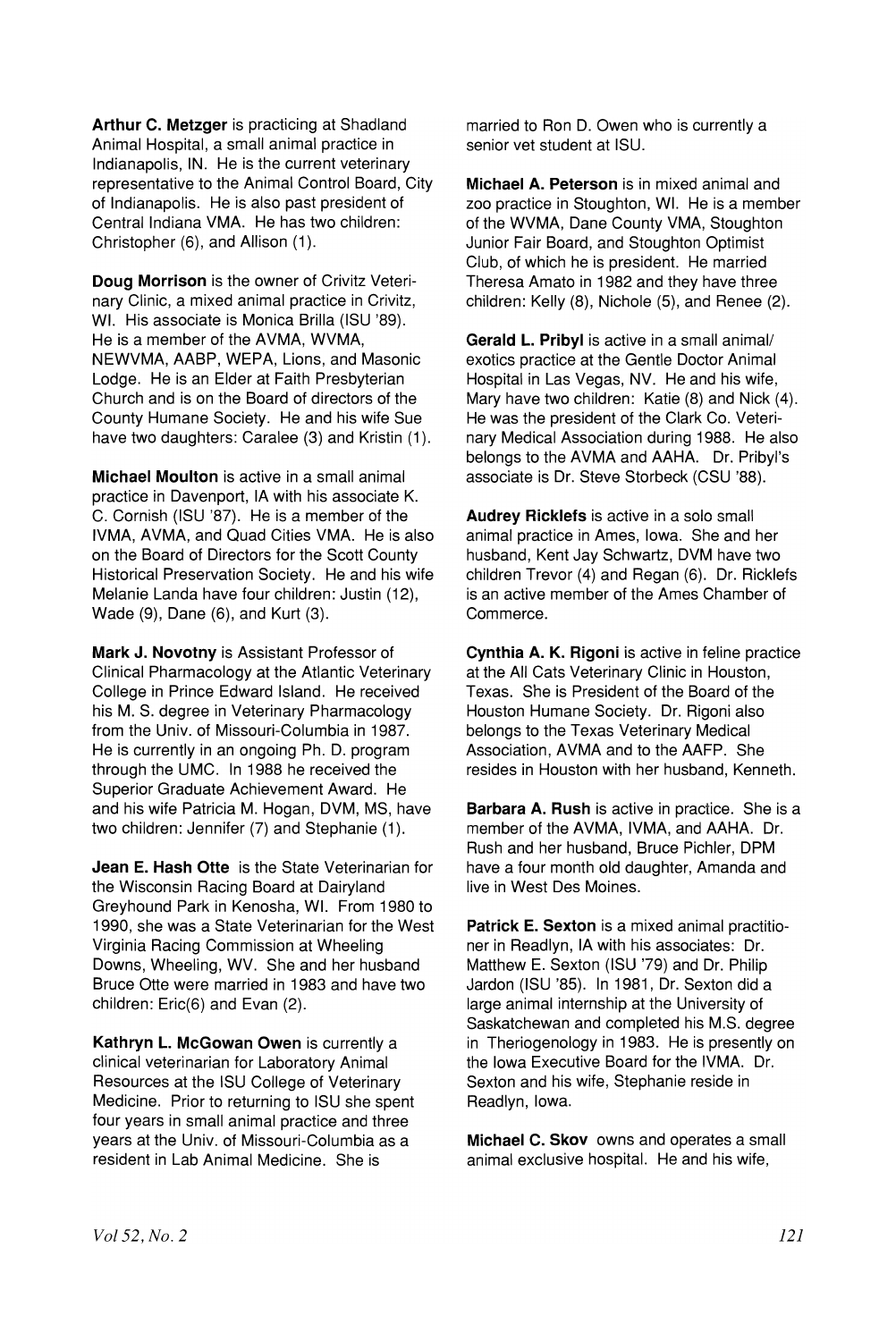**Arthur C. Metzger** is practicing at Shadland Animal Hospital, a small animal practice in Indianapolis, IN. He is the current veterinary representative to the Animal Control Board, City of Indianapolis. He is also past president of Central Indiana VMA. He has two children: Christopher (6), and Allison (1).

**Doug Morrison** is the owner of Crivitz Veterinary Clinic, a mixed animal practice in Crivitz, WI. His associate is Monica Brilla (ISU '89). He is a member of the AVMA, WVMA, NEWVMA, AABP, WEPA, Lions, and Masonic Lodge. He is an Elder at Faith Presbyterian Church and is on the Board of directors of the County Humane Society. He and his wife Sue have two daughters: Caralee (3) and Kristin (1).

**Michael Moulton** is active in a small animal practice in Davenport, IA with his associate K. C. Cornish (ISU '87). He is a member of the IVMA, AVMA, and Quad Cities VMA. He is also on the Board of Directors for the Scott County Historical Preservation Society. He and his wife Melanie Landa have four children: Justin (12), Wade (9), Dane (6), and Kurt (3).

**Mark J. Novotny** is Assistant Professor of Clinical Pharmacology at the Atlantic Veterinary College in Prince Edward Island. He received his M. S. degree in Veterinary Pharmacology from the Univ. of Missouri-Columbia in 1987. He is currently in an ongoing Ph. D. program through the UMC. In 1988 he received the Superior Graduate Achievement Award. He and his wife Patricia M. Hogan, DVM, MS, have two children: Jennifer (7) and Stephanie (1).

**Jean E. Hash Otte** is the State Veterinarian for the Wisconsin Racing Board at Dairyland Greyhound Park in Kenosha, WI. From 1980 to 1990, she was a State Veterinarian for the West Virginia Racing Commission at Wheeling Downs, Wheeling, WV. She and her husband Bruce Otte were married in 1983 and have two children: Eric(6) and Evan (2).

**Kathryn L. McGowan Owen** is currently a clinical veterinarian for Laboratory Animal Resources at the ISU College of Veterinary Medicine. Prior to returning to ISU she spent four years in small animal practice and three years at the Univ. of Missouri-Columbia as a resident in Lab Animal Medicine. She is married to Ron D. Owen who is currently a senior vet student at ISU.

**Michael A. Peterson** is in mixed animal and zoo practice in Stoughton, WI. He is a member of the WVMA, Dane County VMA, Stoughton Junior Fair Board, and Stoughton Optimist Club, of which he is president. He married Theresa Amato in 1982 and they have three children: Kelly (8), Nichole (5), and Renee (2).

**Gerald L. Pribyl** is active in a small animal/exotics practice at the Gentle Doctor Animal Hospital in Las Vegas, NV. He and his wife, Mary have two children: Katie (8) and Nick (4). He was the president of the Clark Co. Veterinary Medical Association during 1988. He also belongs to the AVMA and AAHA. Dr. Pribyl's associate is Dr. Steve Storbeck (CSU '88).

**Audrey Ricklefs** is active in a solo small animal practice in Ames, Iowa. She and her husband, Kent Jay Schwartz, DVM have two children Trevor (4) and Regan (6). Dr. Ricklefs is an active member of the Ames Chamber of Commerce.

**Cynthia A. K. Rigoni** is active in feline practice at the All Cats Veterinary Clinic in Houston, Texas. She is President of the Board of the Houston Humane Society. Dr. Rigoni also belongs to the Texas Veterinary Medical Association, AVMA and to the AAFP. She resides in Houston with her husband, Kenneth.

**Barbara A. Rush** is active in practice. She is a member of the AVMA, IVMA, and AAHA. Dr. Rush and her husband, Bruce Pichler, DPM have a four month old daughter, Amanda and live in West Des Moines.

**Patrick E. Sexton** is a mixed animal practitioner in Readlyn, IA with his associates: Dr. Matthew E. Sexton (ISU '79) and Dr. Philip Jardon (ISU '85). In 1981, Dr. Sexton did a large animal internship at the University of Saskatchewan and completed his M.S. degree in Theriogenology in 1983. He is presently on the Iowa Executive Board for the IVMA. Dr. Sexton and his wife, Stephanie reside in Readlyn, Iowa.

**Michael C. Skov** owns and operates a small animal exclusive hospital. He and his wife,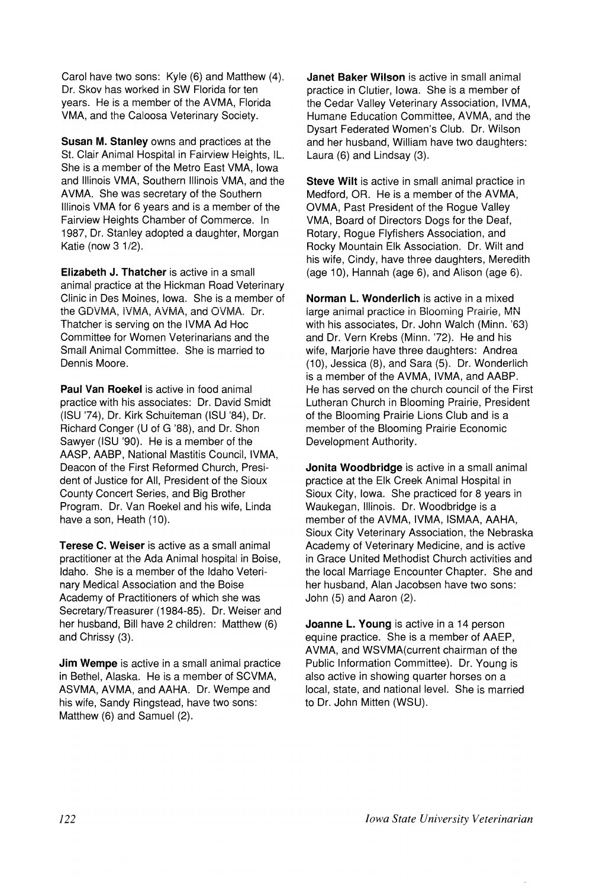Carol have two sons: Kyle (6) and Matthew (4). Dr. Skov has worked in SW Florida for ten years. He is a member of the AVMA, Florida VMA, and the Caloosa Veterinary Society.

**Susan M. Stanley** owns and practices at the St. Clair Animal Hospital in Fairview Heights, IL. She is a member of the Metro East VMA, Iowa and Illinois VMA, Southern Illinois VMA, and the AVMA. She was secretary of the Southern Illinois VMA for 6 years and is a member of the Fairview Heights Chamber of Commerce. In 1987, Dr. Stanley adopted a daughter, Morgan Katie (now 3 1/2).

**Elizabeth J. Thatcher** is active in a small animal practice at the Hickman Road Veterinary Clinic in Des Moines, Iowa. She is a member of the GDVMA, IVMA, AVMA, and OVMA. Dr. Thatcher is serving on the IVMA Ad Hoc Committee for Women Veterinarians and the Small Animal Committee. She is married to Dennis Moore.

**Paul Van Roekel** is active in food animal practice with his associates: Dr. David Smidt (ISU '74), Dr. Kirk Schuiteman (ISU '84), Dr. Richard Conger (U of G '88), and Dr. Shon Sawyer (ISU '90). He is a member of the AASP, AABP, National Mastitis Council, IVMA, Deacon of the First Reformed Church, President of Justice for All, President of the Sioux County Concert Series, and Big Brother Program. Dr. Van Roekel and his wife, Linda have a son, Heath (10).

**Terese C. Weiser** is active as a small animal practitioner at the Ada Animal hospital in Boise, Idaho. She is a member of the Idaho Veterinary Medical Association and the Boise Academy of Practitioners of which she was Secretary/Treasurer (1984-85). Dr. Weiser and her husband, Bill have 2 children: Matthew (6) and Chrissy (3).

**Jim Wempe** is active in a small animal practice in Bethel, Alaska. He is a member of SCVMA, ASVMA, AVMA, and AAHA. Dr. Wempe and his wife, Sandy Ringstead, have two sons: Matthew (6) and Samuel (2).

**Janet Baker Wilson** is active in small animal practice in Clutier, Iowa. She is a member of the Cedar Valley Veterinary Association, IVMA, Humane Education Committee, AVMA, and the Dysart Federated Women's Club. Dr. Wilson and her husband, William have two daughters: Laura (6) and Lindsay (3).

**Steve Wilt** is active in small animal practice in Medford, OR. He is a member of the AVMA, OVMA, Past President of the Rogue Valley VMA, Board of Directors Dogs for the Deaf, Rotary, Rogue Flyfishers Association, and Rocky Mountain Elk Association. Dr. Wilt and his wife, Cindy, have three daughters, Meredith (age 10), Hannah (age 6), and Alison (age 6).

**Norman L. Wonderlich** is active in a mixed large animal practice in Blooming Prairie, MN with his associates, Dr. John Walch (Minn. '63) and Dr. Vern Krebs (Minn. '72). He and his wife, Marjorie have three daughters: Andrea (10), Jessica (8), and Sara (5). Dr. Wonderlich is a member of the AVMA, IVMA, and AABP. He has served on the church council of the First Lutheran Church in Blooming Prairie, President of the Blooming Prairie Lions Club and is a member of the Blooming Prairie Economic Development Authority.

**Jonita Woodbridge** is active in a small animal practice at the Elk Creek Animal Hospital in Sioux City, Iowa. She practiced for 8 years in Waukegan, Illinois. Dr. Woodbridge is a member of the AVMA, IVMA, ISMAA, AAHA, Sioux City Veterinary Association, the Nebraska Academy of Veterinary Medicine, and is active in Grace United Methodist Church activities and the local Marriage Encounter Chapter. She and her husband, Alan Jacobsen have two sons: John (5) and Aaron (2).

**Joanne L. Young** is active in a 14 person equine practice. She is a member of AAEP, AVMA, and WSVMA(current chairman of the Public Information Committee). Dr. Young is also active in showing quarter horses on a local, state, and national level. She is married to Dr. John Mitten (WSU).